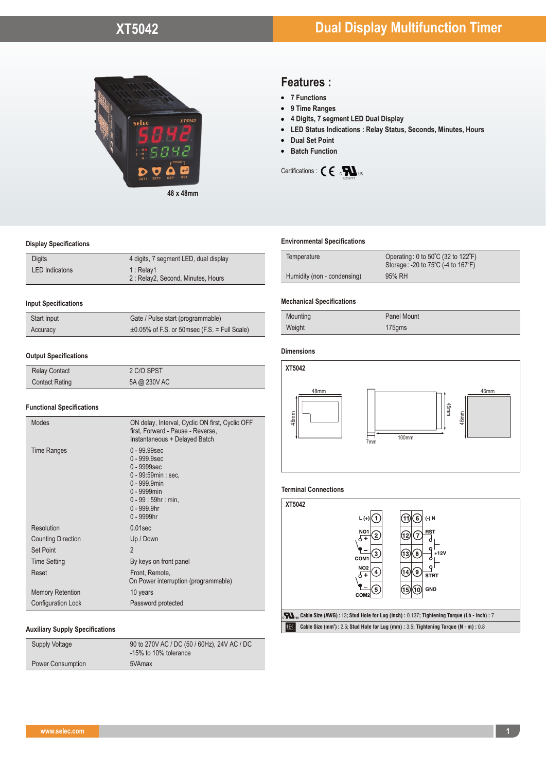# XT5042

## Dual Display Multifunction Timer

48 x 48mm

## Features :

- 7 Functions
- 9 Time Ranges
- 4 Digits, 7 segment LED Dual Display
- LED Status Indications : Relay Status, Seconds, Minutes, Hours
- Dual Set Point
- Batch Function

Certifications : CE cULus E253771

### Display Specifications

| | |
|---|---|
| Digits | 4 digits, 7 segment LED, dual display |
| LED Indicatons | 1 : Relay1<br>2 : Relay2, Second, Minutes, Hours |

### Input Specifications

| | |
|---|---|
| Start Input | Gate / Pulse start (programmable) |
| Accuracy | ±0.05% of F.S. or 50msec (F.S. = Full Scale) |

### Output Specifications

| | |
|---|---|
| Relay Contact | 2 C/O SPST |
| Contact Rating | 5A @ 230V AC |

### Functional Specifications

| | |
|---|---|
| Modes | ON delay, Interval, Cyclic ON first, Cyclic OFF first, Forward - Pause - Reverse, Instantaneous + Delayed Batch |
| Time Ranges | 0 - 99.99sec<br>0 - 999.9sec<br>0 - 9999sec<br>0 - 99:59min : sec,<br>0 - 999.9min<br>0 - 9999min<br>0 - 99 : 59hr : min,<br>0 - 999.9hr<br>0 - 9999hr |
| Resolution | 0.01sec |
| Counting Direction | Up / Down |
| Set Point | 2 |
| Time Setting | By keys on front panel |
| Reset | Front, Remote,<br>On Power interruption (programmable) |
| Memory Retention | 10 years |
| Configuration Lock | Password protected |

### Auxiliary Supply Specifications

| | |
|---|---|
| Supply Voltage | 90 to 270V AC / DC (50 / 60Hz), 24V AC / DC -15% to 10% tolerance |
| Power Consumption | 5VAmax |

### Environmental Specifications

| | |
|---|---|
| Temperature | Operating : 0 to 50°C (32 to 122°F)<br>Storage : -20 to 75°C (-4 to 167°F) |
| Humidity (non - condensing) | 95% RH |

### Mechanical Specifications

| | |
|---|---|
| Mounting | Panel Mount |
| Weight | 175gms |

### Dimensions

XT5042

48mm, 48mm, 7mm, 100mm, 45mm, 46mm, 46mm

### Terminal Connections

XT5042

| Terminal | Function | Terminal | Function |
|---|---|---|---|
| 1 | L (+) | 6 | (-) N |
| 2 | NO1 | 7 | RST |
| 3 | COM1 | 8 | +12V |
| 4 | NO2 | 9 | STRT |
| 5 | COM2 | 10 | GND |

Terminals 11, 12, 13, 14, 15

cULus **Cable Size (AWG) :** 13; **Stud Hole for Lug (inch) :** 0.137; **Tightening Torque (Lb - inch) :** 7

IEC **Cable Size (mm²) :** 2.5; **Stud Hole for Lug (mm) :** 3.5; **Tightening Torque (N - m) :** 0.8

www.selec.com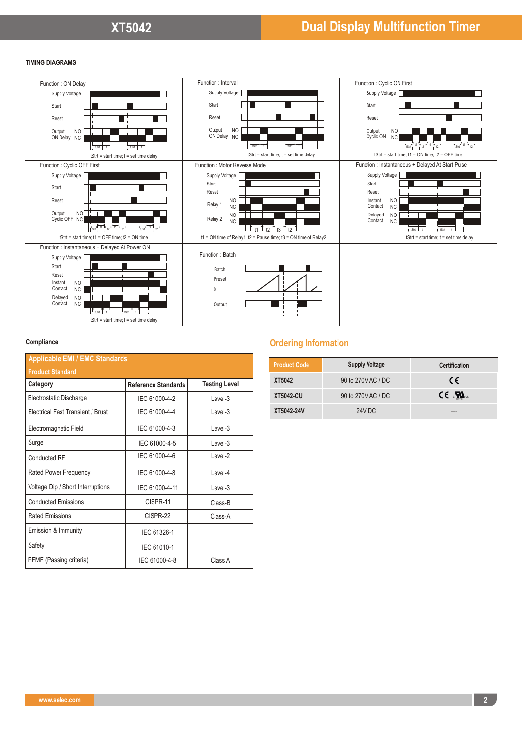## TIMING DIAGRAMS

Function : ON Delay

Supply Voltage
Start
Reset
Output ON Delay NO NC

tStrt = start time; t = set time delay

Function : Interval

Supply Voltage
Start
Reset
Output ON Delay NO NC

tStrt = start time; t = set time delay

Function : Cyclic ON First

Supply Voltage
Start
Reset
Output Cyclic ON NO NC

tStrt = start time; t1 = ON time; t2 = OFF time

Function : Cyclic OFF First

Supply Voltage
Start
Reset
Output Cyclic OFF NO NC

tStrt = start time; t1 = OFF time; t2 = ON time

Function : Motor Reverse Mode

Supply Voltage
Start
Reset
Relay 1 NO NC
Relay 2 NO NC

t1 t2 t3 t2

t1 = ON time of Relay1; t2 = Pause time; t3 = ON time of Relay2

Function : Instantaneous + Delayed At Start Pulse

Supply Voltage
Start
Reset
Instant Contact NO NC
Delayed Contact NO NC

tStrt = start time; t = set time delay

Function : Instantaneous + Delayed At Power ON

Supply Voltage
Start
Reset
Instant Contact NO NC
Delayed Contact NO NC

tStrt = start time; t = set time delay

Function : Batch

Batch
Preset
0
Output

## Compliance

| Applicable EMI / EMC Standards | | |
|---|---|---|
| **Product Standard** | | |
| **Category** | **Reference Standards** | **Testing Level** |
| Electrostatic Discharge | IEC 61000-4-2 | Level-3 |
| Electrical Fast Transient / Brust | IEC 61000-4-4 | Level-3 |
| Electromagnetic Field | IEC 61000-4-3 | Level-3 |
| Surge | IEC 61000-4-5 | Level-3 |
| Conducted RF | IEC 61000-4-6 | Level-2 |
| Rated Power Frequency | IEC 61000-4-8 | Level-4 |
| Voltage Dip / Short Interruptions | IEC 61000-4-11 | Level-3 |
| Conducted Emissions | CISPR-11 | Class-B |
| Rated Emissions | CISPR-22 | Class-A |
| Emission & Immunity | IEC 61326-1 | |
| Safety | IEC 61010-1 | |
| PFMF (Passing criteria) | IEC 61000-4-8 | Class A |

## Ordering Information

| Product Code | Supply Voltage | Certification |
|---|---|---|
| XT5042 | 90 to 270V AC / DC | CE |
| XT5042-CU | 90 to 270V AC / DC | CE cULus |
| XT5042-24V | 24V DC | --- |